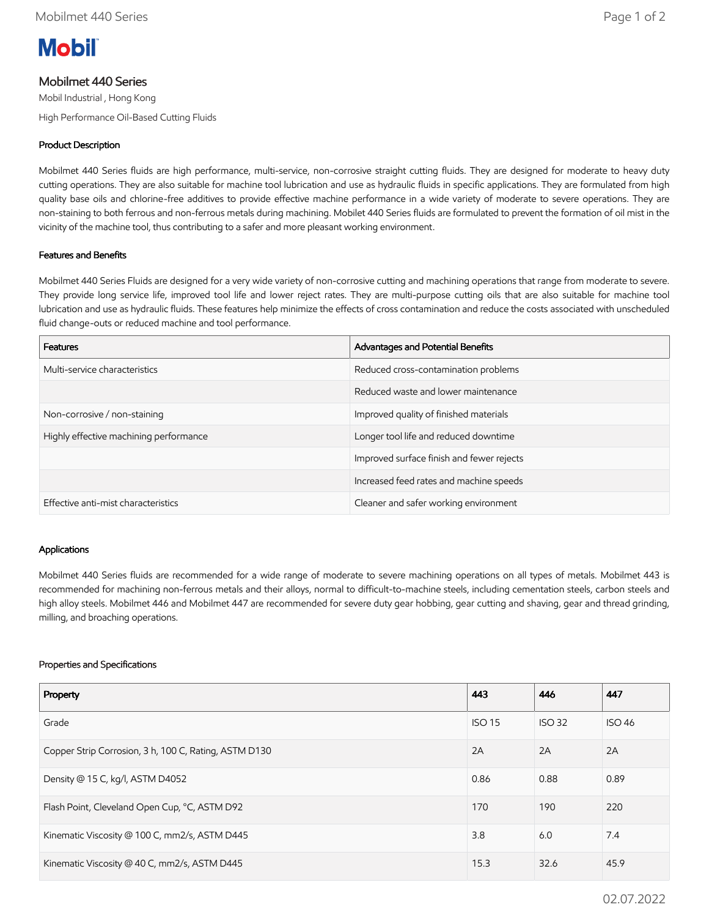Mobil

# Mobilmet 440 Series

Mobil Industrial , Hong Kong

High Performance Oil-Based Cutting Fluids

## Product Description

Mobilmet 440 Series fluids are high performance, multi-service, non-corrosive straight cutting fluids. They are designed for moderate to heavy duty cutting operations. They are also suitable for machine tool lubrication and use as hydraulic fluids in specific applications. They are formulated from high quality base oils and chlorine-free additives to provide effective machine performance in a wide variety of moderate to severe operations. They are non-staining to both ferrous and non-ferrous metals during machining. Mobilet 440 Series fluids are formulated to prevent the formation of oil mist in the vicinity of the machine tool, thus contributing to a safer and more pleasant working environment.

## Features and Benefits

Mobilmet 440 Series Fluids are designed for a very wide variety of non-corrosive cutting and machining operations that range from moderate to severe. They provide long service life, improved tool life and lower reject rates. They are multi-purpose cutting oils that are also suitable for machine tool lubrication and use as hydraulic fluids. These features help minimize the effects of cross contamination and reduce the costs associated with unscheduled fluid change-outs or reduced machine and tool performance.

| Features | Advantages and Potential Benefits |
|---|---|
| Multi-service characteristics | Reduced cross-contamination problems |
| | Reduced waste and lower maintenance |
| Non-corrosive / non-staining | Improved quality of finished materials |
| Highly effective machining performance | Longer tool life and reduced downtime |
| | Improved surface finish and fewer rejects |
| | Increased feed rates and machine speeds |
| Effective anti-mist characteristics | Cleaner and safer working environment |

## Applications

Mobilmet 440 Series fluids are recommended for a wide range of moderate to severe machining operations on all types of metals. Mobilmet 443 is recommended for machining non-ferrous metals and their alloys, normal to difficult-to-machine steels, including cementation steels, carbon steels and high alloy steels. Mobilmet 446 and Mobilmet 447 are recommended for severe duty gear hobbing, gear cutting and shaving, gear and thread grinding, milling, and broaching operations.

## Properties and Specifications

| Property | 443 | 446 | 447 |
|---|---|---|---|
| Grade | ISO 15 | ISO 32 | ISO 46 |
| Copper Strip Corrosion, 3 h, 100 C, Rating, ASTM D130 | 2A | 2A | 2A |
| Density @ 15 C, kg/l, ASTM D4052 | 0.86 | 0.88 | 0.89 |
| Flash Point, Cleveland Open Cup, °C, ASTM D92 | 170 | 190 | 220 |
| Kinematic Viscosity @ 100 C, mm2/s, ASTM D445 | 3.8 | 6.0 | 7.4 |
| Kinematic Viscosity @ 40 C, mm2/s, ASTM D445 | 15.3 | 32.6 | 45.9 |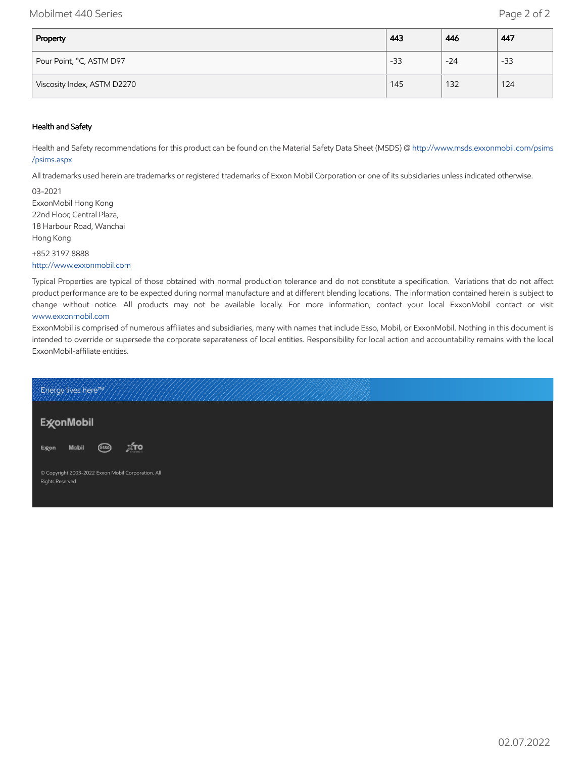| Property | 443 | 446 | 447 |
|---|---|---|---|
| Pour Point, °C, ASTM D97 | -33 | -24 | -33 |
| Viscosity Index, ASTM D2270 | 145 | 132 | 124 |

### Health and Safety

Health and Safety recommendations for this product can be found on the Material Safety Data Sheet (MSDS) @ http://www.msds.exxonmobil.com/psims/psims.aspx

All trademarks used herein are trademarks or registered trademarks of Exxon Mobil Corporation or one of its subsidiaries unless indicated otherwise.

03-2021
ExxonMobil Hong Kong
22nd Floor, Central Plaza,
18 Harbour Road, Wanchai
Hong Kong

+852 3197 8888
http://www.exxonmobil.com

Typical Properties are typical of those obtained with normal production tolerance and do not constitute a specification. Variations that do not affect product performance are to be expected during normal manufacture and at different blending locations. The information contained herein is subject to change without notice. All products may not be available locally. For more information, contact your local ExxonMobil contact or visit www.exxonmobil.com

ExxonMobil is comprised of numerous affiliates and subsidiaries, many with names that include Esso, Mobil, or ExxonMobil. Nothing in this document is intended to override or supersede the corporate separateness of local entities. Responsibility for local action and accountability remains with the local ExxonMobil-affiliate entities.

Energy lives here™

ExxonMobil

Exxon Mobil Esso XTO

© Copyright 2003-2022 Exxon Mobil Corporation. All Rights Reserved